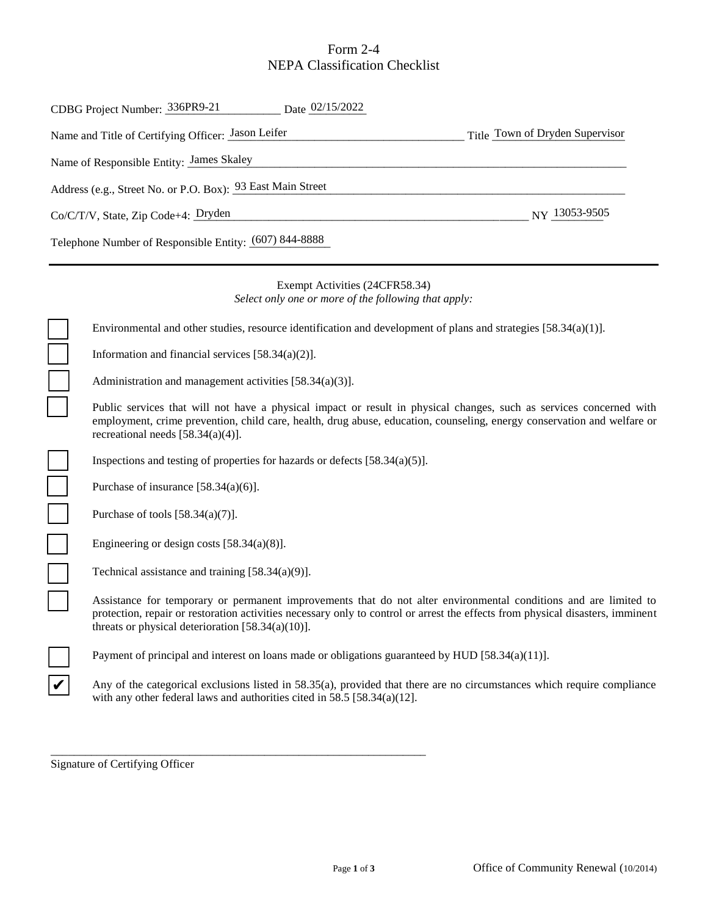# Form 2-4
# NEPA Classification Checklist

CDBG Project Number: 336PR9-21 Date 02/15/2022

Name and Title of Certifying Officer: Jason Leifer Title Town of Dryden Supervisor

Name of Responsible Entity: James Skaley

Address (e.g., Street No. or P.O. Box): 93 East Main Street

Co/C/T/V, State, Zip Code+4: Dryden NY 13053-9505

Telephone Number of Responsible Entity: (607) 844-8888

---

Exempt Activities (24CFR58.34)

*Select only one or more of the following that apply:*

- ☐ Environmental and other studies, resource identification and development of plans and strategies [58.34(a)(1)].
- ☐ Information and financial services [58.34(a)(2)].
- ☐ Administration and management activities [58.34(a)(3)].
- ☐ Public services that will not have a physical impact or result in physical changes, such as services concerned with employment, crime prevention, child care, health, drug abuse, education, counseling, energy conservation and welfare or recreational needs [58.34(a)(4)].
- ☐ Inspections and testing of properties for hazards or defects [58.34(a)(5)].
- ☐ Purchase of insurance [58.34(a)(6)].
- ☐ Purchase of tools [58.34(a)(7)].
- ☐ Engineering or design costs [58.34(a)(8)].
- ☐ Technical assistance and training [58.34(a)(9)].
- ☐ Assistance for temporary or permanent improvements that do not alter environmental conditions and are limited to protection, repair or restoration activities necessary only to control or arrest the effects from physical disasters, imminent threats or physical deterioration [58.34(a)(10)].
- ☐ Payment of principal and interest on loans made or obligations guaranteed by HUD [58.34(a)(11)].
- ☑ Any of the categorical exclusions listed in 58.35(a), provided that there are no circumstances which require compliance with any other federal laws and authorities cited in 58.5 [58.34(a)(12].

_______________________________________________

Signature of Certifying Officer

Office of Community Renewal (10/2014)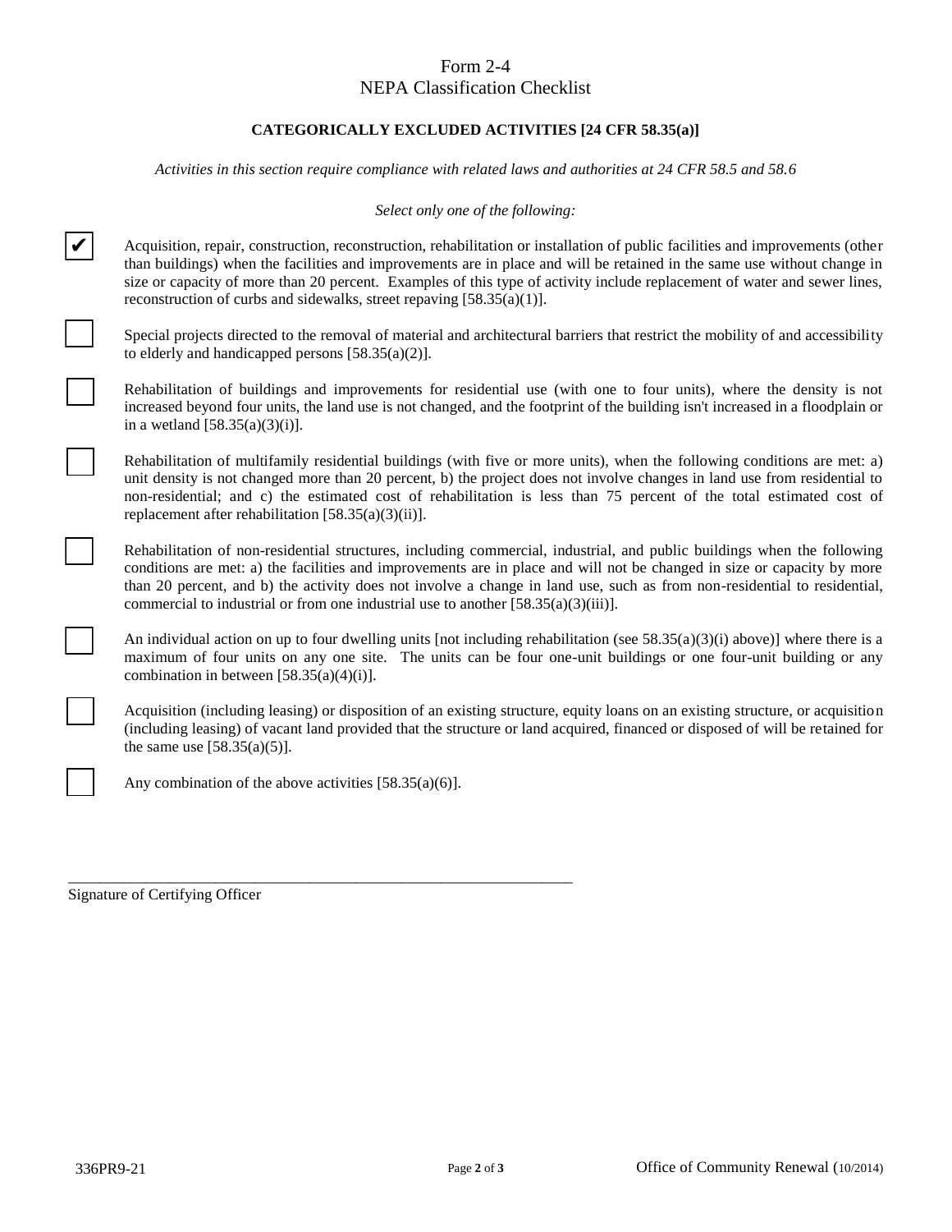# Form 2-4
# NEPA Classification Checklist

### CATEGORICALLY EXCLUDED ACTIVITIES [24 CFR 58.35(a)]

*Activities in this section require compliance with related laws and authorities at 24 CFR 58.5 and 58.6*

*Select only one of the following:*

- [x] Acquisition, repair, construction, reconstruction, rehabilitation or installation of public facilities and improvements (other than buildings) when the facilities and improvements are in place and will be retained in the same use without change in size or capacity of more than 20 percent. Examples of this type of activity include replacement of water and sewer lines, reconstruction of curbs and sidewalks, street repaving [58.35(a)(1)].
- [ ] Special projects directed to the removal of material and architectural barriers that restrict the mobility of and accessibility to elderly and handicapped persons [58.35(a)(2)].
- [ ] Rehabilitation of buildings and improvements for residential use (with one to four units), where the density is not increased beyond four units, the land use is not changed, and the footprint of the building isn't increased in a floodplain or in a wetland [58.35(a)(3)(i)].
- [ ] Rehabilitation of multifamily residential buildings (with five or more units), when the following conditions are met: a) unit density is not changed more than 20 percent, b) the project does not involve changes in land use from residential to non-residential; and c) the estimated cost of rehabilitation is less than 75 percent of the total estimated cost of replacement after rehabilitation [58.35(a)(3)(ii)].
- [ ] Rehabilitation of non-residential structures, including commercial, industrial, and public buildings when the following conditions are met: a) the facilities and improvements are in place and will not be changed in size or capacity by more than 20 percent, and b) the activity does not involve a change in land use, such as from non-residential to residential, commercial to industrial or from one industrial use to another [58.35(a)(3)(iii)].
- [ ] An individual action on up to four dwelling units [not including rehabilitation (see 58.35(a)(3)(i) above)] where there is a maximum of four units on any one site. The units can be four one-unit buildings or one four-unit building or any combination in between [58.35(a)(4)(i)].
- [ ] Acquisition (including leasing) or disposition of an existing structure, equity loans on an existing structure, or acquisition (including leasing) of vacant land provided that the structure or land acquired, financed or disposed of will be retained for the same use [58.35(a)(5)].
- [ ] Any combination of the above activities [58.35(a)(6)].

_____________________________________________________________________

Signature of Certifying Officer

336PR9-21 | Office of Community Renewal (10/2014)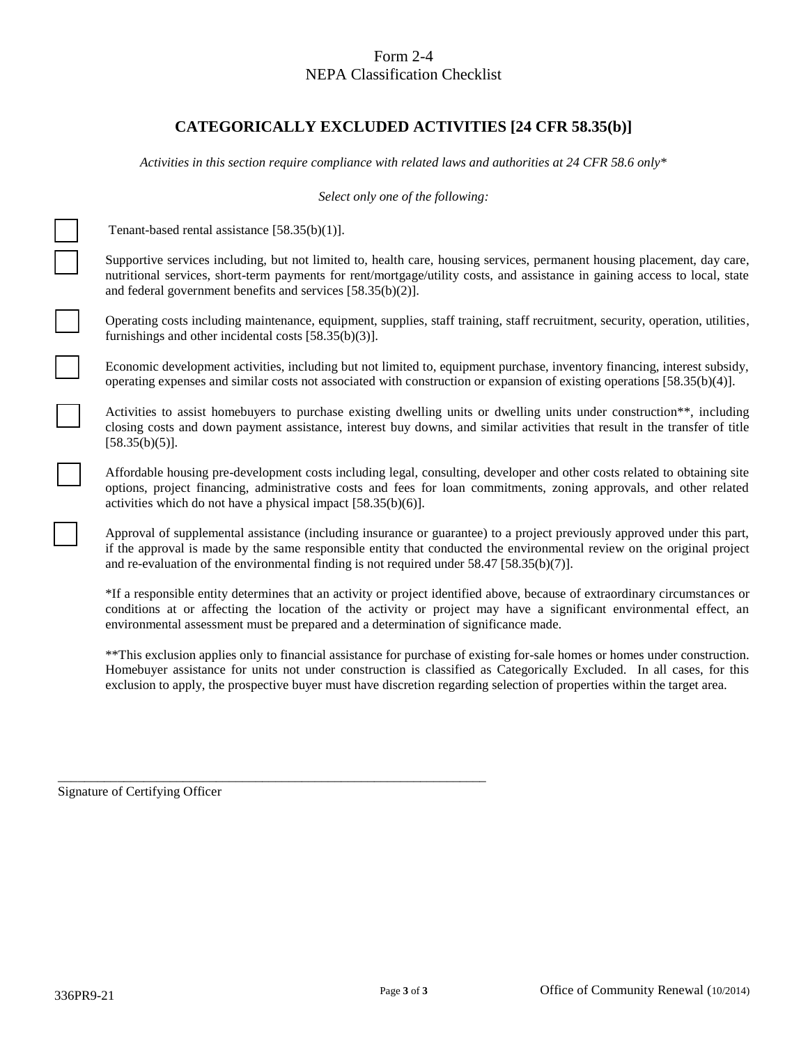Form 2-4
NEPA Classification Checklist

## CATEGORICALLY EXCLUDED ACTIVITIES [24 CFR 58.35(b)]

*Activities in this section require compliance with related laws and authorities at 24 CFR 58.6 only**

*Select only one of the following:*

- ☐ Tenant-based rental assistance [58.35(b)(1)].
- ☐ Supportive services including, but not limited to, health care, housing services, permanent housing placement, day care, nutritional services, short-term payments for rent/mortgage/utility costs, and assistance in gaining access to local, state and federal government benefits and services [58.35(b)(2)].
- ☐ Operating costs including maintenance, equipment, supplies, staff training, staff recruitment, security, operation, utilities, furnishings and other incidental costs [58.35(b)(3)].
- ☐ Economic development activities, including but not limited to, equipment purchase, inventory financing, interest subsidy, operating expenses and similar costs not associated with construction or expansion of existing operations [58.35(b)(4)].
- ☐ Activities to assist homebuyers to purchase existing dwelling units or dwelling units under construction**, including closing costs and down payment assistance, interest buy downs, and similar activities that result in the transfer of title [58.35(b)(5)].
- ☐ Affordable housing pre-development costs including legal, consulting, developer and other costs related to obtaining site options, project financing, administrative costs and fees for loan commitments, zoning approvals, and other related activities which do not have a physical impact [58.35(b)(6)].
- ☐ Approval of supplemental assistance (including insurance or guarantee) to a project previously approved under this part, if the approval is made by the same responsible entity that conducted the environmental review on the original project and re-evaluation of the environmental finding is not required under 58.47 [58.35(b)(7)].

*If a responsible entity determines that an activity or project identified above, because of extraordinary circumstances or conditions at or affecting the location of the activity or project may have a significant environmental effect, an environmental assessment must be prepared and a determination of significance made.

**This exclusion applies only to financial assistance for purchase of existing for-sale homes or homes under construction. Homebuyer assistance for units not under construction is classified as Categorically Excluded. In all cases, for this exclusion to apply, the prospective buyer must have discretion regarding selection of properties within the target area.

\_\_\_\_\_\_\_\_\_\_\_\_\_\_\_\_\_\_\_\_\_\_\_\_\_\_\_\_\_\_\_\_\_\_\_\_\_\_\_\_\_\_\_\_\_\_\_\_\_\_\_\_\_\_\_\_

Signature of Certifying Officer

336PR9-21

Office of Community Renewal (10/2014)